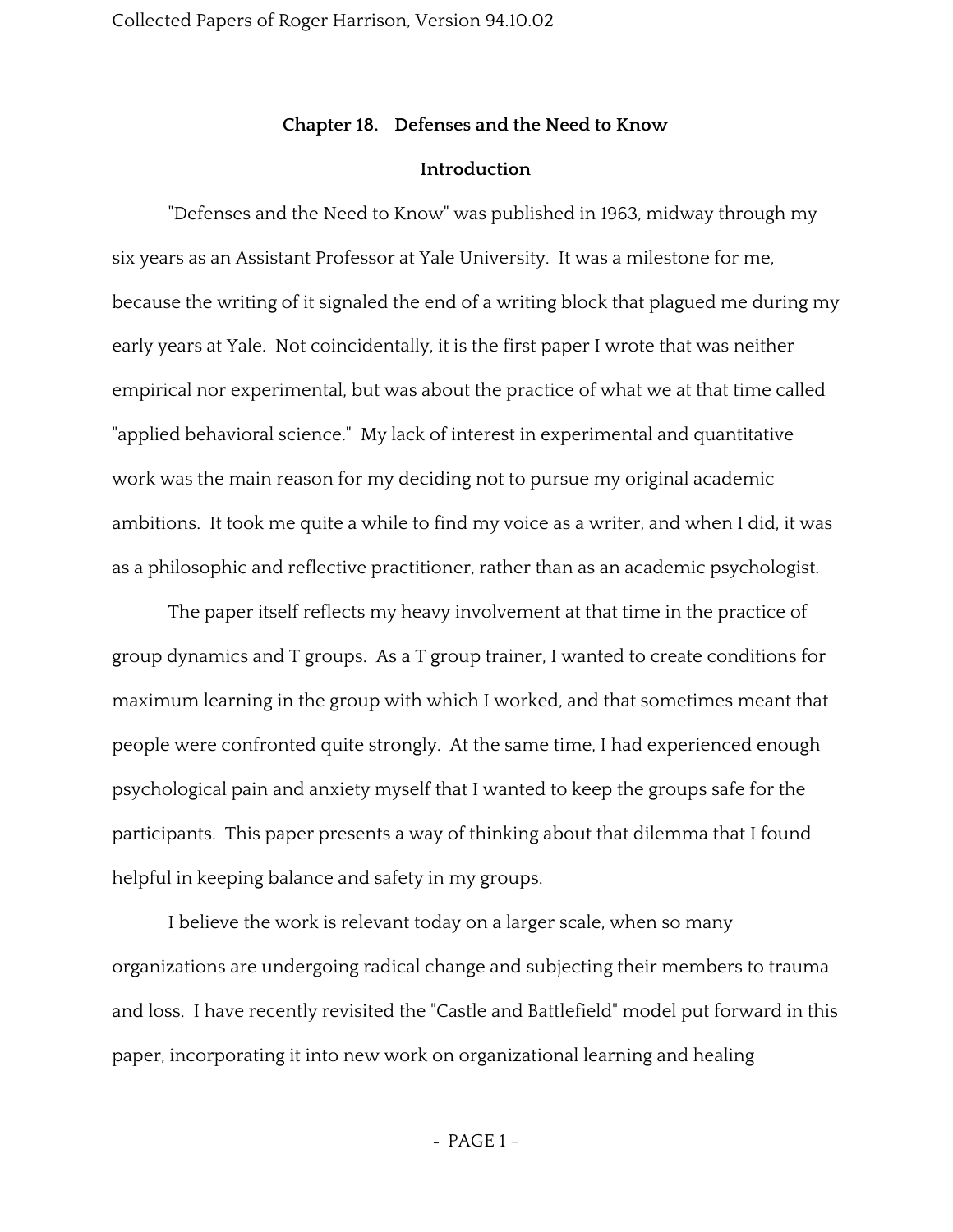# Chapter 18. Defenses and the Need to Know

## Introduction

"Defenses and the Need to Know" was published in 1963, midway through my six years as an Assistant Professor at Yale University. It was a milestone for me, because the writing of it signaled the end of a writing block that plagued me during my early years at Yale. Not coincidentally, it is the first paper I wrote that was neither empirical nor experimental, but was about the practice of what we at that time called "applied behavioral science." My lack of interest in experimental and quantitative work was the main reason for my deciding not to pursue my original academic ambitions. It took me quite a while to find my voice as a writer, and when I did, it was as a philosophic and reflective practitioner, rather than as an academic psychologist.

The paper itself reflects my heavy involvement at that time in the practice of group dynamics and T groups. As a T group trainer, I wanted to create conditions for maximum learning in the group with which I worked, and that sometimes meant that people were confronted quite strongly. At the same time, I had experienced enough psychological pain and anxiety myself that I wanted to keep the groups safe for the participants. This paper presents a way of thinking about that dilemma that I found helpful in keeping balance and safety in my groups.

I believe the work is relevant today on a larger scale, when so many organizations are undergoing radical change and subjecting their members to trauma and loss. I have recently revisited the "Castle and Battlefield" model put forward in this paper, incorporating it into new work on organizational learning and healing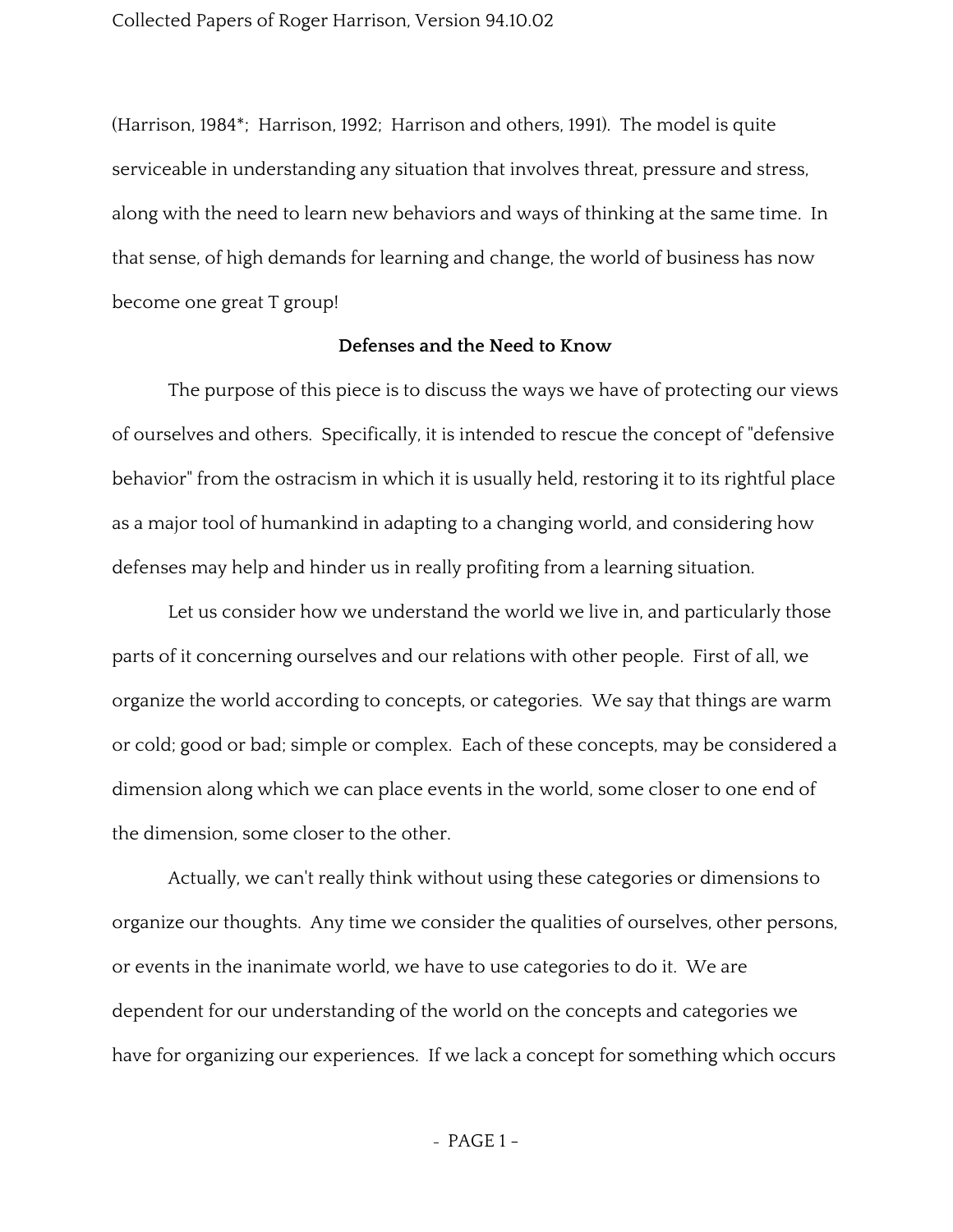(Harrison, 1984*; Harrison, 1992; Harrison and others, 1991). The model is quite serviceable in understanding any situation that involves threat, pressure and stress, along with the need to learn new behaviors and ways of thinking at the same time. In that sense, of high demands for learning and change, the world of business has now become one great T group!

## Defenses and the Need to Know

The purpose of this piece is to discuss the ways we have of protecting our views of ourselves and others. Specifically, it is intended to rescue the concept of "defensive behavior" from the ostracism in which it is usually held, restoring it to its rightful place as a major tool of humankind in adapting to a changing world, and considering how defenses may help and hinder us in really profiting from a learning situation.

Let us consider how we understand the world we live in, and particularly those parts of it concerning ourselves and our relations with other people. First of all, we organize the world according to concepts, or categories. We say that things are warm or cold; good or bad; simple or complex. Each of these concepts, may be considered a dimension along which we can place events in the world, some closer to one end of the dimension, some closer to the other.

Actually, we can't really think without using these categories or dimensions to organize our thoughts. Any time we consider the qualities of ourselves, other persons, or events in the inanimate world, we have to use categories to do it. We are dependent for our understanding of the world on the concepts and categories we have for organizing our experiences. If we lack a concept for something which occurs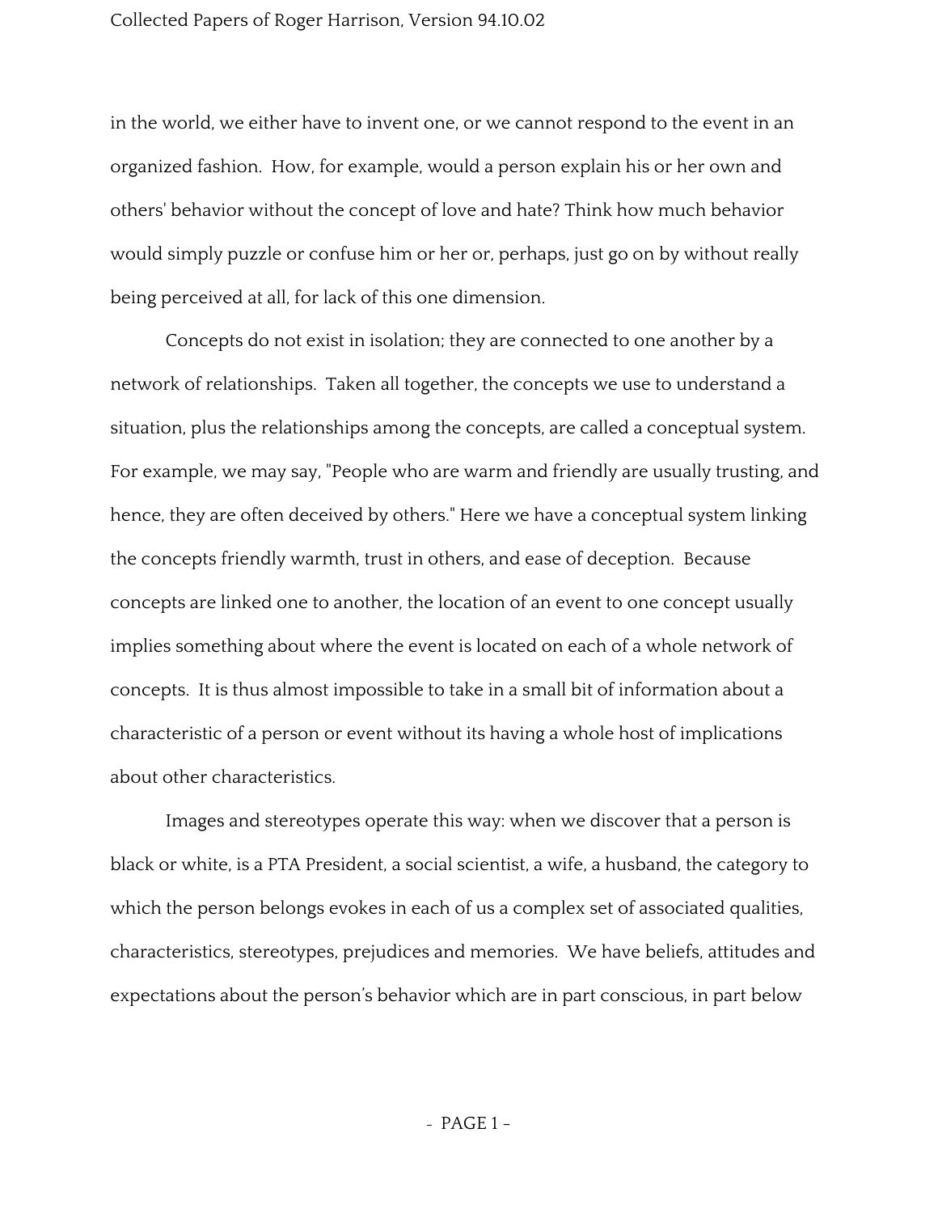in the world, we either have to invent one, or we cannot respond to the event in an organized fashion. How, for example, would a person explain his or her own and others' behavior without the concept of love and hate? Think how much behavior would simply puzzle or confuse him or her or, perhaps, just go on by without really being perceived at all, for lack of this one dimension.

Concepts do not exist in isolation; they are connected to one another by a network of relationships. Taken all together, the concepts we use to understand a situation, plus the relationships among the concepts, are called a conceptual system. For example, we may say, "People who are warm and friendly are usually trusting, and hence, they are often deceived by others." Here we have a conceptual system linking the concepts friendly warmth, trust in others, and ease of deception. Because concepts are linked one to another, the location of an event to one concept usually implies something about where the event is located on each of a whole network of concepts. It is thus almost impossible to take in a small bit of information about a characteristic of a person or event without its having a whole host of implications about other characteristics.

Images and stereotypes operate this way: when we discover that a person is black or white, is a PTA President, a social scientist, a wife, a husband, the category to which the person belongs evokes in each of us a complex set of associated qualities, characteristics, stereotypes, prejudices and memories. We have beliefs, attitudes and expectations about the person's behavior which are in part conscious, in part below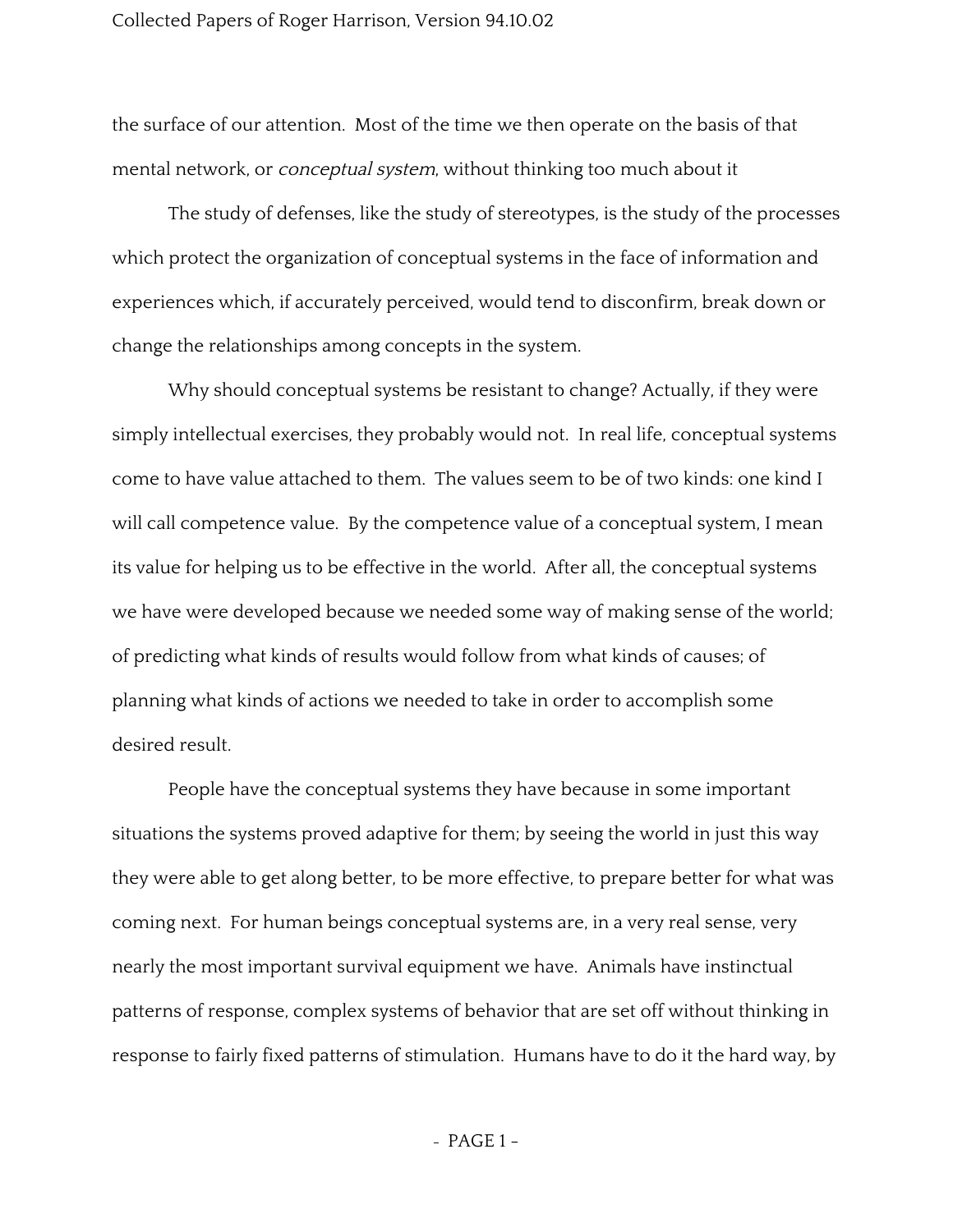the surface of our attention. Most of the time we then operate on the basis of that mental network, or *conceptual system*, without thinking too much about it

The study of defenses, like the study of stereotypes, is the study of the processes which protect the organization of conceptual systems in the face of information and experiences which, if accurately perceived, would tend to disconfirm, break down or change the relationships among concepts in the system.

Why should conceptual systems be resistant to change? Actually, if they were simply intellectual exercises, they probably would not. In real life, conceptual systems come to have value attached to them. The values seem to be of two kinds: one kind I will call competence value. By the competence value of a conceptual system, I mean its value for helping us to be effective in the world. After all, the conceptual systems we have were developed because we needed some way of making sense of the world; of predicting what kinds of results would follow from what kinds of causes; of planning what kinds of actions we needed to take in order to accomplish some desired result.

People have the conceptual systems they have because in some important situations the systems proved adaptive for them; by seeing the world in just this way they were able to get along better, to be more effective, to prepare better for what was coming next. For human beings conceptual systems are, in a very real sense, very nearly the most important survival equipment we have. Animals have instinctual patterns of response, complex systems of behavior that are set off without thinking in response to fairly fixed patterns of stimulation. Humans have to do it the hard way, by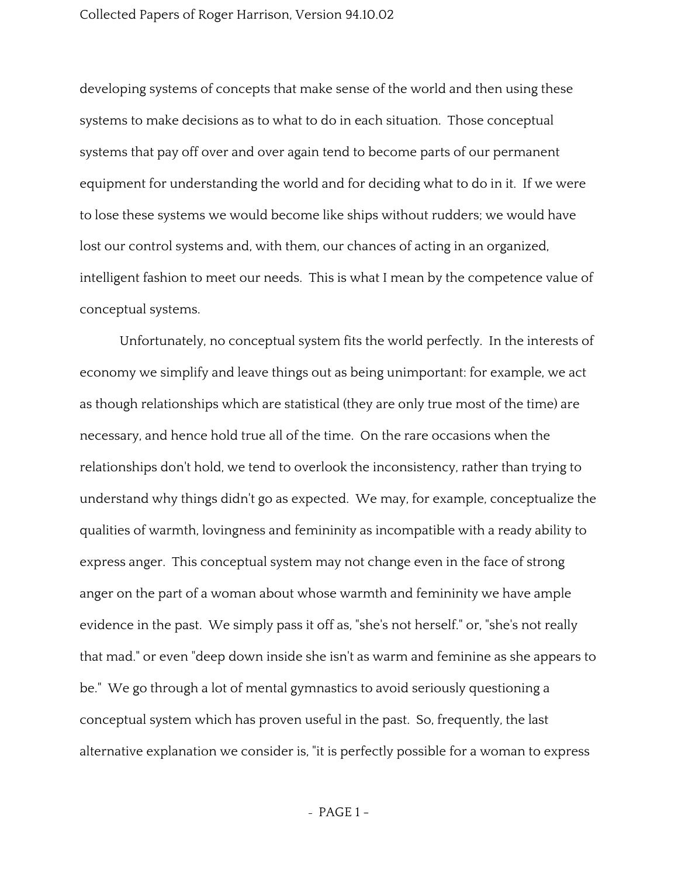developing systems of concepts that make sense of the world and then using these systems to make decisions as to what to do in each situation. Those conceptual systems that pay off over and over again tend to become parts of our permanent equipment for understanding the world and for deciding what to do in it. If we were to lose these systems we would become like ships without rudders; we would have lost our control systems and, with them, our chances of acting in an organized, intelligent fashion to meet our needs. This is what I mean by the competence value of conceptual systems.

Unfortunately, no conceptual system fits the world perfectly. In the interests of economy we simplify and leave things out as being unimportant: for example, we act as though relationships which are statistical (they are only true most of the time) are necessary, and hence hold true all of the time. On the rare occasions when the relationships don't hold, we tend to overlook the inconsistency, rather than trying to understand why things didn't go as expected. We may, for example, conceptualize the qualities of warmth, lovingness and femininity as incompatible with a ready ability to express anger. This conceptual system may not change even in the face of strong anger on the part of a woman about whose warmth and femininity we have ample evidence in the past. We simply pass it off as, "she's not herself." or, "she's not really that mad." or even "deep down inside she isn't as warm and feminine as she appears to be." We go through a lot of mental gymnastics to avoid seriously questioning a conceptual system which has proven useful in the past. So, frequently, the last alternative explanation we consider is, "it is perfectly possible for a woman to express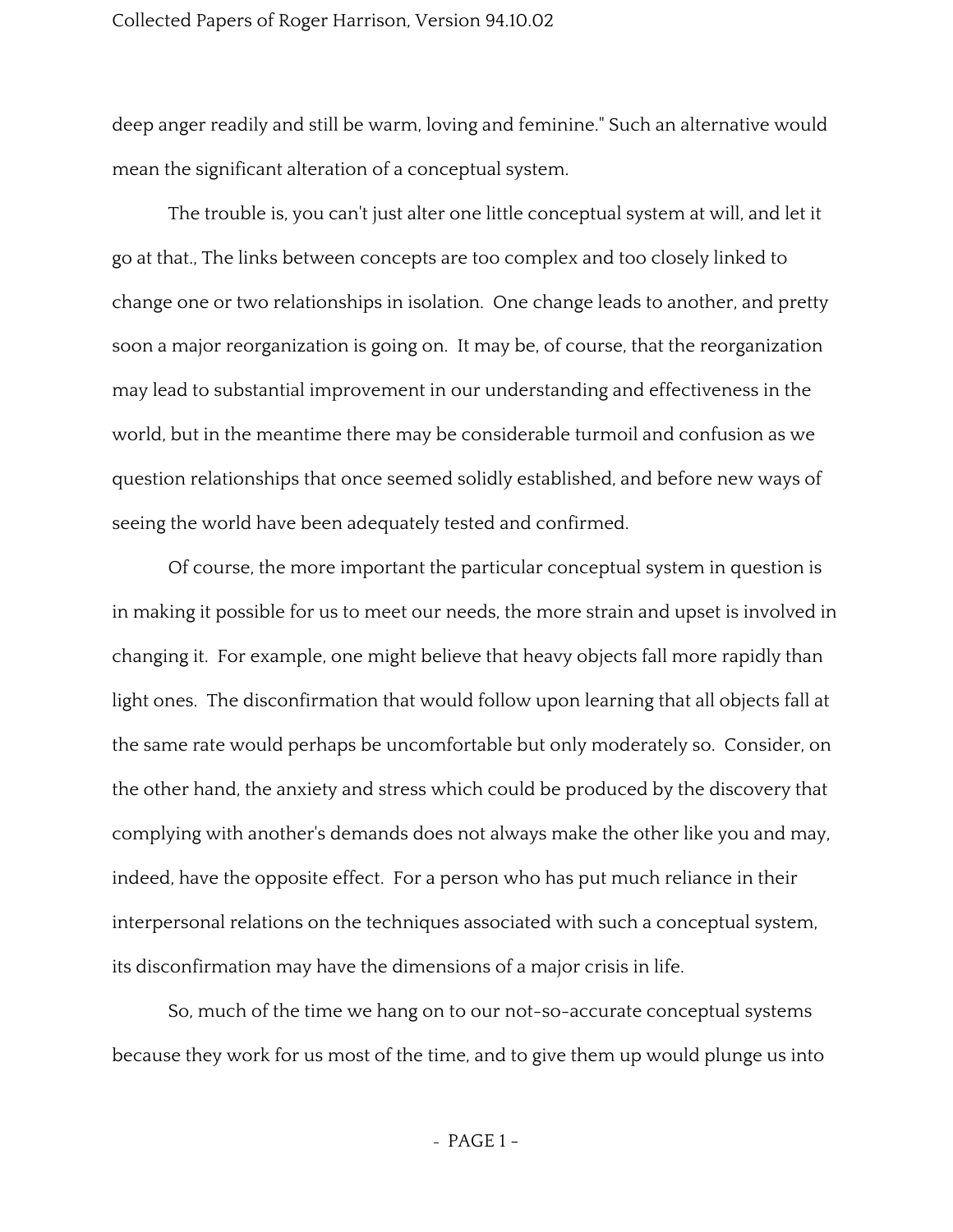deep anger readily and still be warm, loving and feminine." Such an alternative would mean the significant alteration of a conceptual system.

The trouble is, you can't just alter one little conceptual system at will, and let it go at that., The links between concepts are too complex and too closely linked to change one or two relationships in isolation. One change leads to another, and pretty soon a major reorganization is going on. It may be, of course, that the reorganization may lead to substantial improvement in our understanding and effectiveness in the world, but in the meantime there may be considerable turmoil and confusion as we question relationships that once seemed solidly established, and before new ways of seeing the world have been adequately tested and confirmed.

Of course, the more important the particular conceptual system in question is in making it possible for us to meet our needs, the more strain and upset is involved in changing it. For example, one might believe that heavy objects fall more rapidly than light ones. The disconfirmation that would follow upon learning that all objects fall at the same rate would perhaps be uncomfortable but only moderately so. Consider, on the other hand, the anxiety and stress which could be produced by the discovery that complying with another's demands does not always make the other like you and may, indeed, have the opposite effect. For a person who has put much reliance in their interpersonal relations on the techniques associated with such a conceptual system, its disconfirmation may have the dimensions of a major crisis in life.

So, much of the time we hang on to our not-so-accurate conceptual systems because they work for us most of the time, and to give them up would plunge us into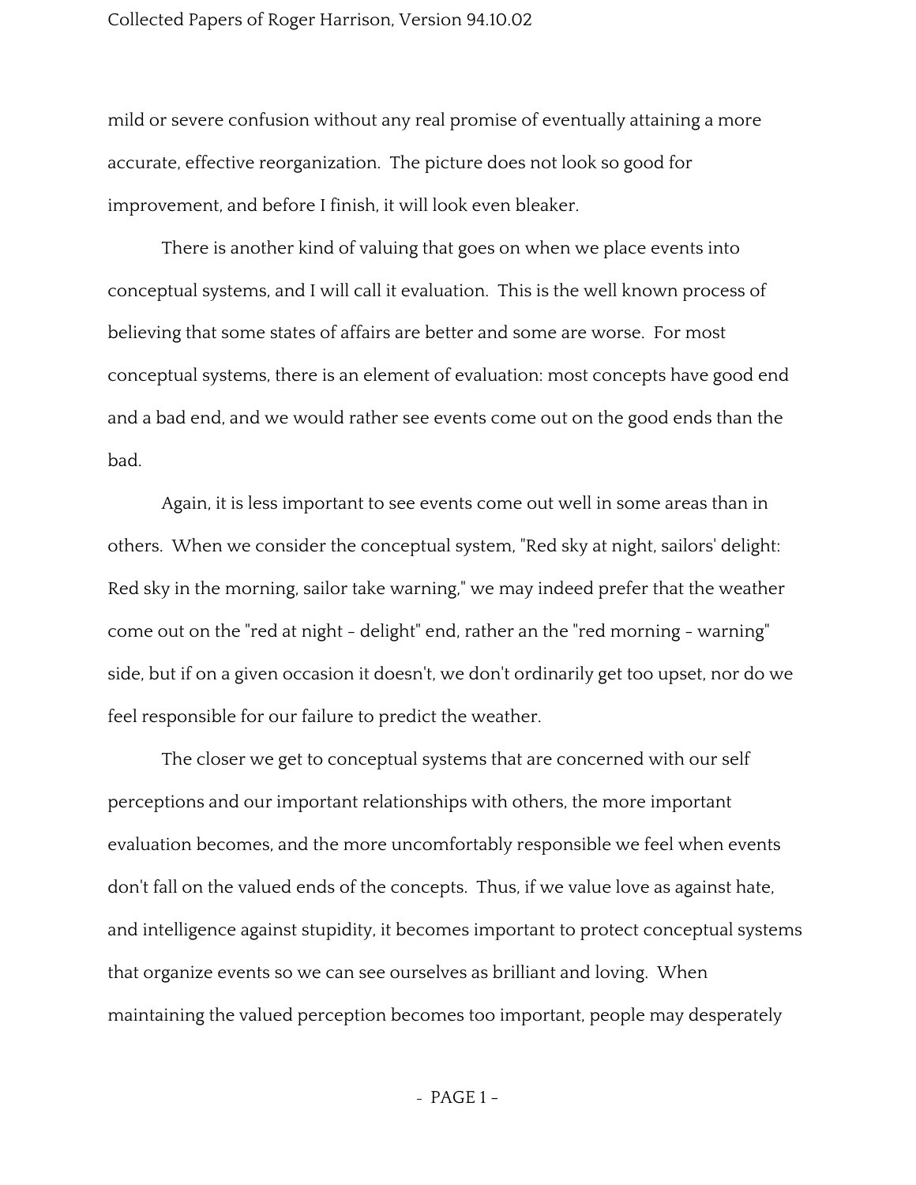mild or severe confusion without any real promise of eventually attaining a more accurate, effective reorganization. The picture does not look so good for improvement, and before I finish, it will look even bleaker.

There is another kind of valuing that goes on when we place events into conceptual systems, and I will call it evaluation. This is the well known process of believing that some states of affairs are better and some are worse. For most conceptual systems, there is an element of evaluation: most concepts have good end and a bad end, and we would rather see events come out on the good ends than the bad.

Again, it is less important to see events come out well in some areas than in others. When we consider the conceptual system, "Red sky at night, sailors' delight: Red sky in the morning, sailor take warning," we may indeed prefer that the weather come out on the "red at night - delight" end, rather an the "red morning - warning" side, but if on a given occasion it doesn't, we don't ordinarily get too upset, nor do we feel responsible for our failure to predict the weather.

The closer we get to conceptual systems that are concerned with our self perceptions and our important relationships with others, the more important evaluation becomes, and the more uncomfortably responsible we feel when events don't fall on the valued ends of the concepts. Thus, if we value love as against hate, and intelligence against stupidity, it becomes important to protect conceptual systems that organize events so we can see ourselves as brilliant and loving. When maintaining the valued perception becomes too important, people may desperately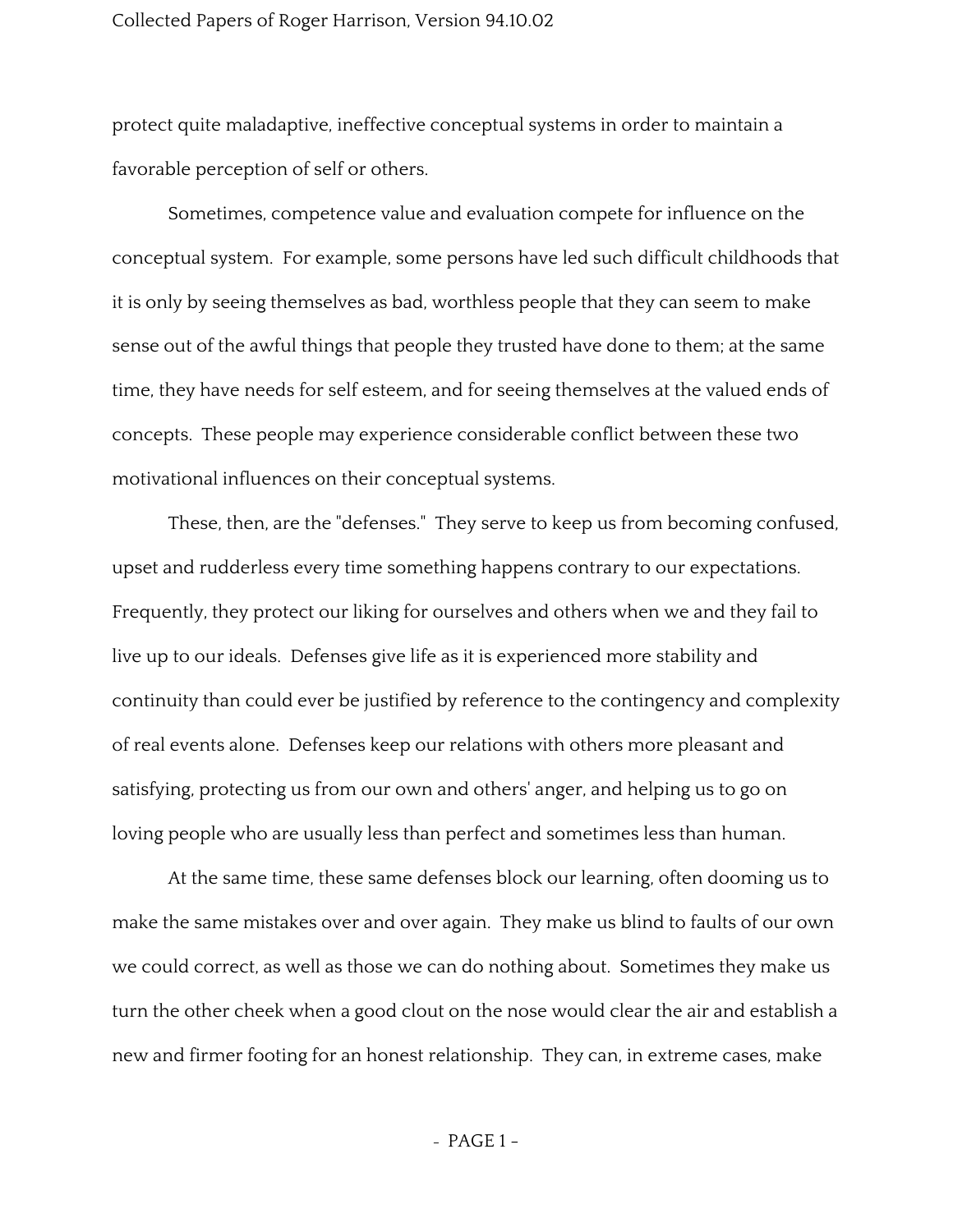protect quite maladaptive, ineffective conceptual systems in order to maintain a favorable perception of self or others.

Sometimes, competence value and evaluation compete for influence on the conceptual system. For example, some persons have led such difficult childhoods that it is only by seeing themselves as bad, worthless people that they can seem to make sense out of the awful things that people they trusted have done to them; at the same time, they have needs for self esteem, and for seeing themselves at the valued ends of concepts. These people may experience considerable conflict between these two motivational influences on their conceptual systems.

These, then, are the "defenses." They serve to keep us from becoming confused, upset and rudderless every time something happens contrary to our expectations. Frequently, they protect our liking for ourselves and others when we and they fail to live up to our ideals. Defenses give life as it is experienced more stability and continuity than could ever be justified by reference to the contingency and complexity of real events alone. Defenses keep our relations with others more pleasant and satisfying, protecting us from our own and others' anger, and helping us to go on loving people who are usually less than perfect and sometimes less than human.

At the same time, these same defenses block our learning, often dooming us to make the same mistakes over and over again. They make us blind to faults of our own we could correct, as well as those we can do nothing about. Sometimes they make us turn the other cheek when a good clout on the nose would clear the air and establish a new and firmer footing for an honest relationship. They can, in extreme cases, make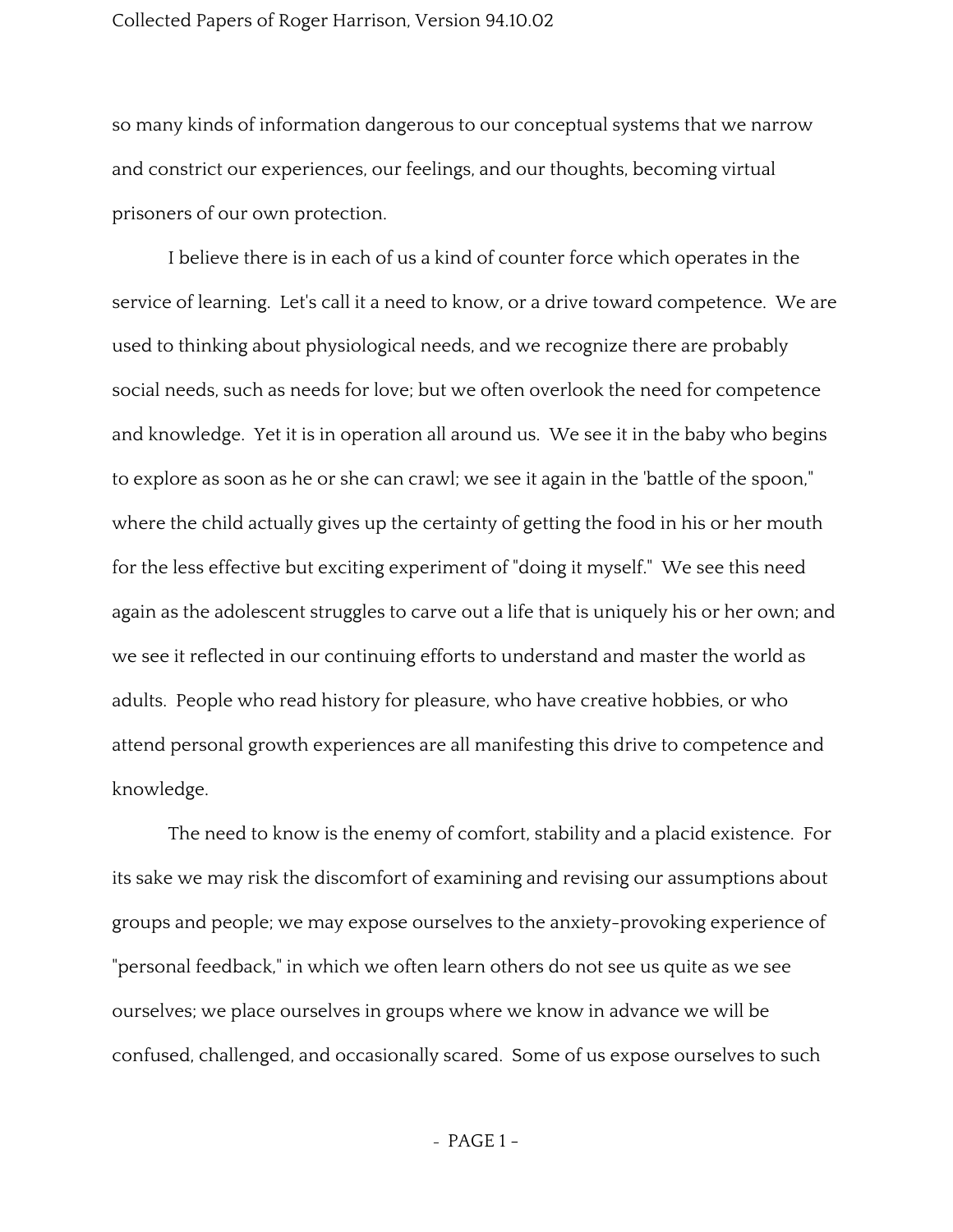so many kinds of information dangerous to our conceptual systems that we narrow and constrict our experiences, our feelings, and our thoughts, becoming virtual prisoners of our own protection.

I believe there is in each of us a kind of counter force which operates in the service of learning. Let's call it a need to know, or a drive toward competence. We are used to thinking about physiological needs, and we recognize there are probably social needs, such as needs for love; but we often overlook the need for competence and knowledge. Yet it is in operation all around us. We see it in the baby who begins to explore as soon as he or she can crawl; we see it again in the 'battle of the spoon," where the child actually gives up the certainty of getting the food in his or her mouth for the less effective but exciting experiment of "doing it myself." We see this need again as the adolescent struggles to carve out a life that is uniquely his or her own; and we see it reflected in our continuing efforts to understand and master the world as adults. People who read history for pleasure, who have creative hobbies, or who attend personal growth experiences are all manifesting this drive to competence and knowledge.

The need to know is the enemy of comfort, stability and a placid existence. For its sake we may risk the discomfort of examining and revising our assumptions about groups and people; we may expose ourselves to the anxiety-provoking experience of "personal feedback," in which we often learn others do not see us quite as we see ourselves; we place ourselves in groups where we know in advance we will be confused, challenged, and occasionally scared. Some of us expose ourselves to such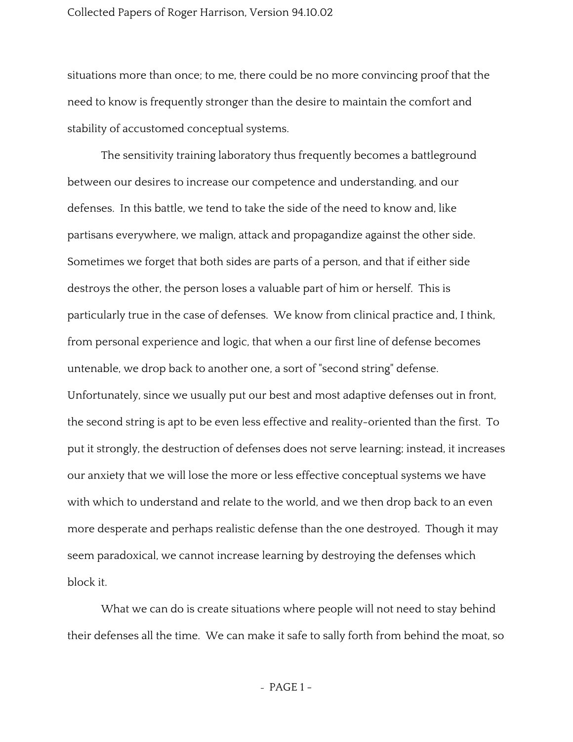situations more than once; to me, there could be no more convincing proof that the need to know is frequently stronger than the desire to maintain the comfort and stability of accustomed conceptual systems.

The sensitivity training laboratory thus frequently becomes a battleground between our desires to increase our competence and understanding, and our defenses. In this battle, we tend to take the side of the need to know and, like partisans everywhere, we malign, attack and propagandize against the other side. Sometimes we forget that both sides are parts of a person, and that if either side destroys the other, the person loses a valuable part of him or herself. This is particularly true in the case of defenses. We know from clinical practice and, I think, from personal experience and logic, that when a our first line of defense becomes untenable, we drop back to another one, a sort of "second string" defense. Unfortunately, since we usually put our best and most adaptive defenses out in front, the second string is apt to be even less effective and reality-oriented than the first. To put it strongly, the destruction of defenses does not serve learning; instead, it increases our anxiety that we will lose the more or less effective conceptual systems we have with which to understand and relate to the world, and we then drop back to an even more desperate and perhaps realistic defense than the one destroyed. Though it may seem paradoxical, we cannot increase learning by destroying the defenses which block it.

What we can do is create situations where people will not need to stay behind their defenses all the time. We can make it safe to sally forth from behind the moat, so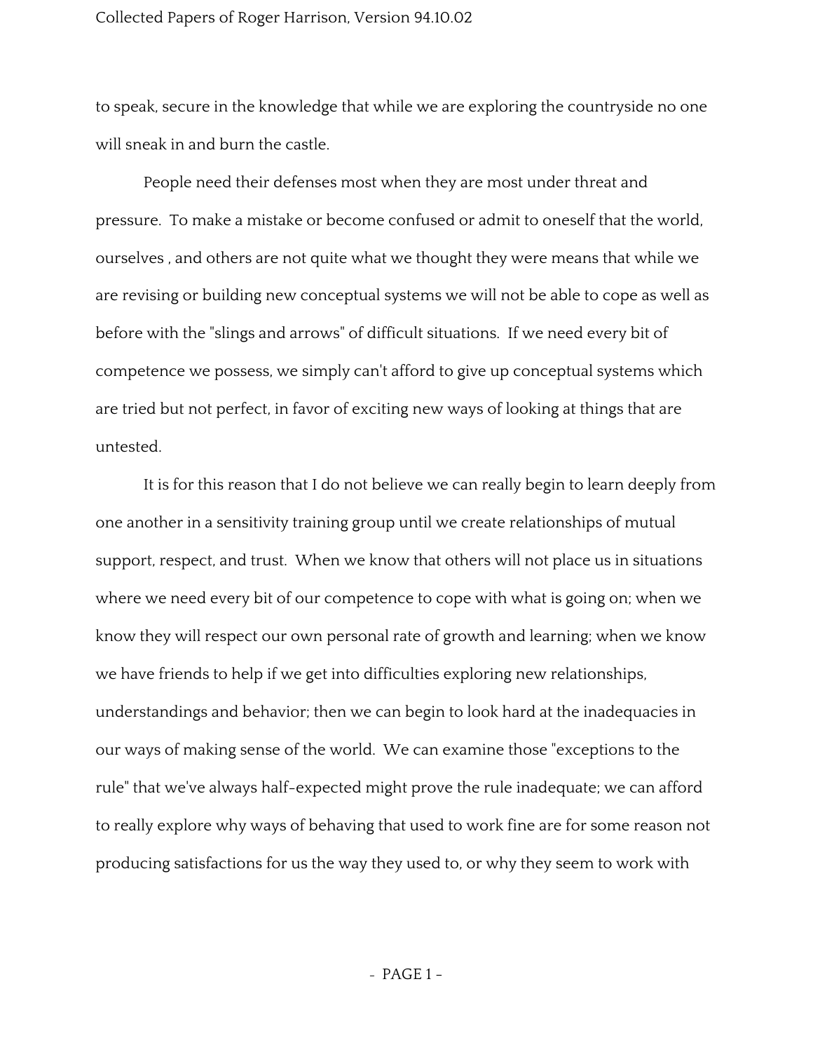to speak, secure in the knowledge that while we are exploring the countryside no one will sneak in and burn the castle.

People need their defenses most when they are most under threat and pressure. To make a mistake or become confused or admit to oneself that the world, ourselves , and others are not quite what we thought they were means that while we are revising or building new conceptual systems we will not be able to cope as well as before with the "slings and arrows" of difficult situations. If we need every bit of competence we possess, we simply can't afford to give up conceptual systems which are tried but not perfect, in favor of exciting new ways of looking at things that are untested.

It is for this reason that I do not believe we can really begin to learn deeply from one another in a sensitivity training group until we create relationships of mutual support, respect, and trust. When we know that others will not place us in situations where we need every bit of our competence to cope with what is going on; when we know they will respect our own personal rate of growth and learning; when we know we have friends to help if we get into difficulties exploring new relationships, understandings and behavior; then we can begin to look hard at the inadequacies in our ways of making sense of the world. We can examine those "exceptions to the rule" that we've always half-expected might prove the rule inadequate; we can afford to really explore why ways of behaving that used to work fine are for some reason not producing satisfactions for us the way they used to, or why they seem to work with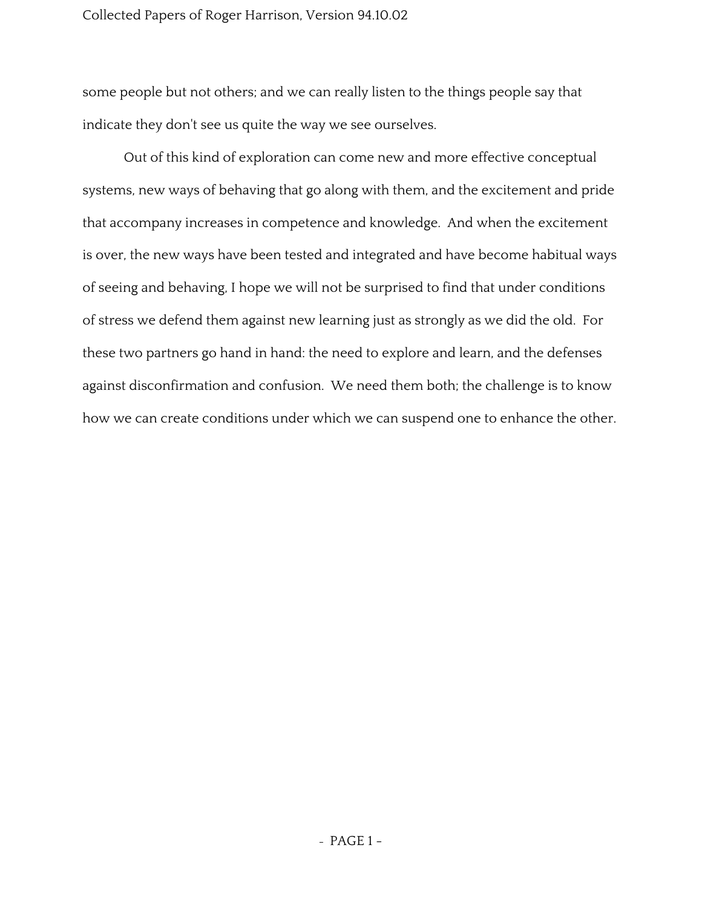some people but not others; and we can really listen to the things people say that indicate they don't see us quite the way we see ourselves.

Out of this kind of exploration can come new and more effective conceptual systems, new ways of behaving that go along with them, and the excitement and pride that accompany increases in competence and knowledge. And when the excitement is over, the new ways have been tested and integrated and have become habitual ways of seeing and behaving, I hope we will not be surprised to find that under conditions of stress we defend them against new learning just as strongly as we did the old. For these two partners go hand in hand: the need to explore and learn, and the defenses against disconfirmation and confusion. We need them both; the challenge is to know how we can create conditions under which we can suspend one to enhance the other.